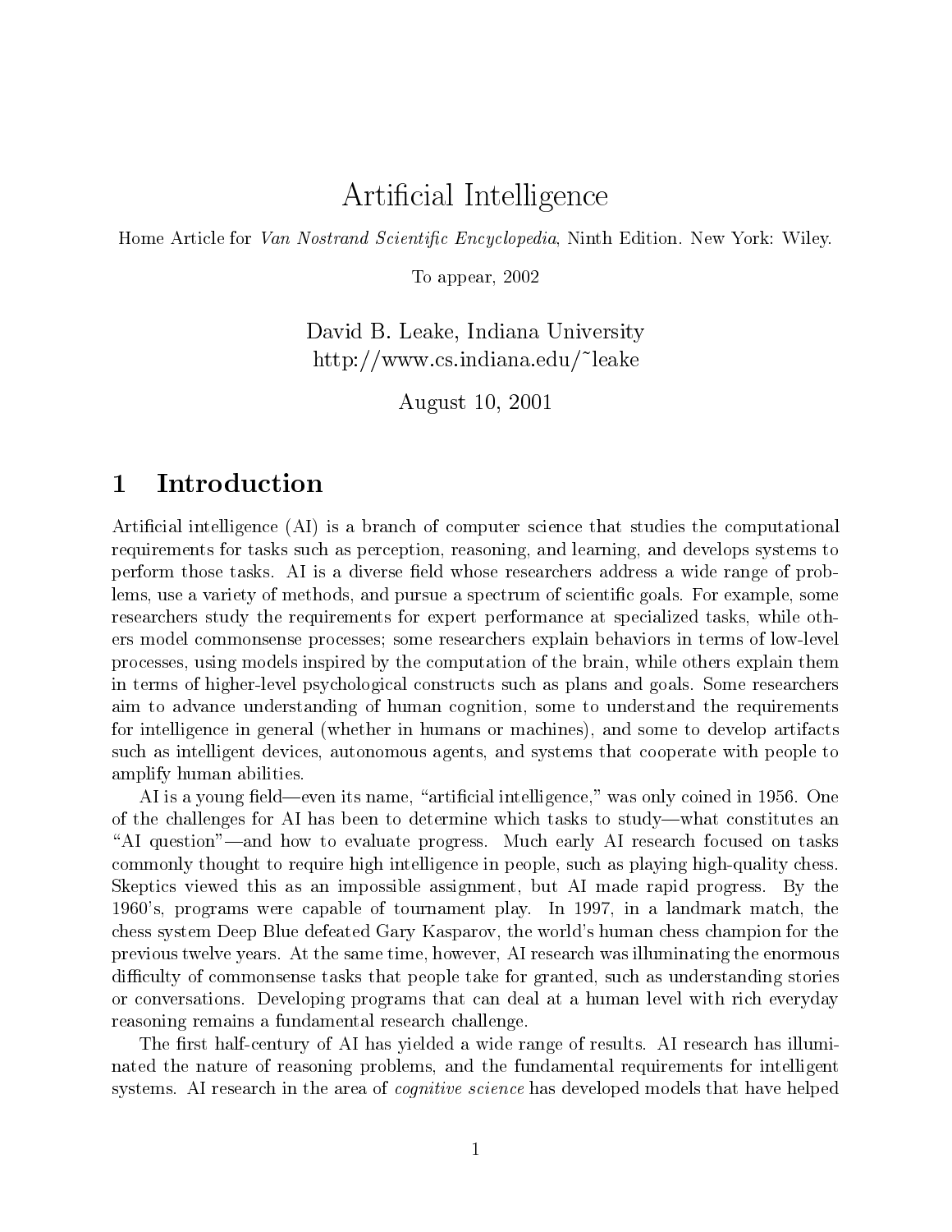# Artificial Intelligence

Home Article for *Van Nostrand Scientific Encyclopedia*, Ninth Edition. New York: Wiley.

To appear, 2002

David B. Leake, Indiana University
http://www.cs.indiana.edu/~leake

August 10, 2001

## 1 Introduction

Artificial intelligence (AI) is a branch of computer science that studies the computational requirements for tasks such as perception, reasoning, and learning, and develops systems to perform those tasks. AI is a diverse field whose researchers address a wide range of problems, use a variety of methods, and pursue a spectrum of scientific goals. For example, some researchers study the requirements for expert performance at specialized tasks, while others model commonsense processes; some researchers explain behaviors in terms of low-level processes, using models inspired by the computation of the brain, while others explain them in terms of higher-level psychological constructs such as plans and goals. Some researchers aim to advance understanding of human cognition, some to understand the requirements for intelligence in general (whether in humans or machines), and some to develop artifacts such as intelligent devices, autonomous agents, and systems that cooperate with people to amplify human abilities.

AI is a young field—even its name, "artificial intelligence," was only coined in 1956. One of the challenges for AI has been to determine which tasks to study—what constitutes an "AI question"—and how to evaluate progress. Much early AI research focused on tasks commonly thought to require high intelligence in people, such as playing high-quality chess. Skeptics viewed this as an impossible assignment, but AI made rapid progress. By the 1960's, programs were capable of tournament play. In 1997, in a landmark match, the chess system Deep Blue defeated Gary Kasparov, the world's human chess champion for the previous twelve years. At the same time, however, AI research was illuminating the enormous difficulty of commonsense tasks that people take for granted, such as understanding stories or conversations. Developing programs that can deal at a human level with rich everyday reasoning remains a fundamental research challenge.

The first half-century of AI has yielded a wide range of results. AI research has illuminated the nature of reasoning problems, and the fundamental requirements for intelligent systems. AI research in the area of *cognitive science* has developed models that have helped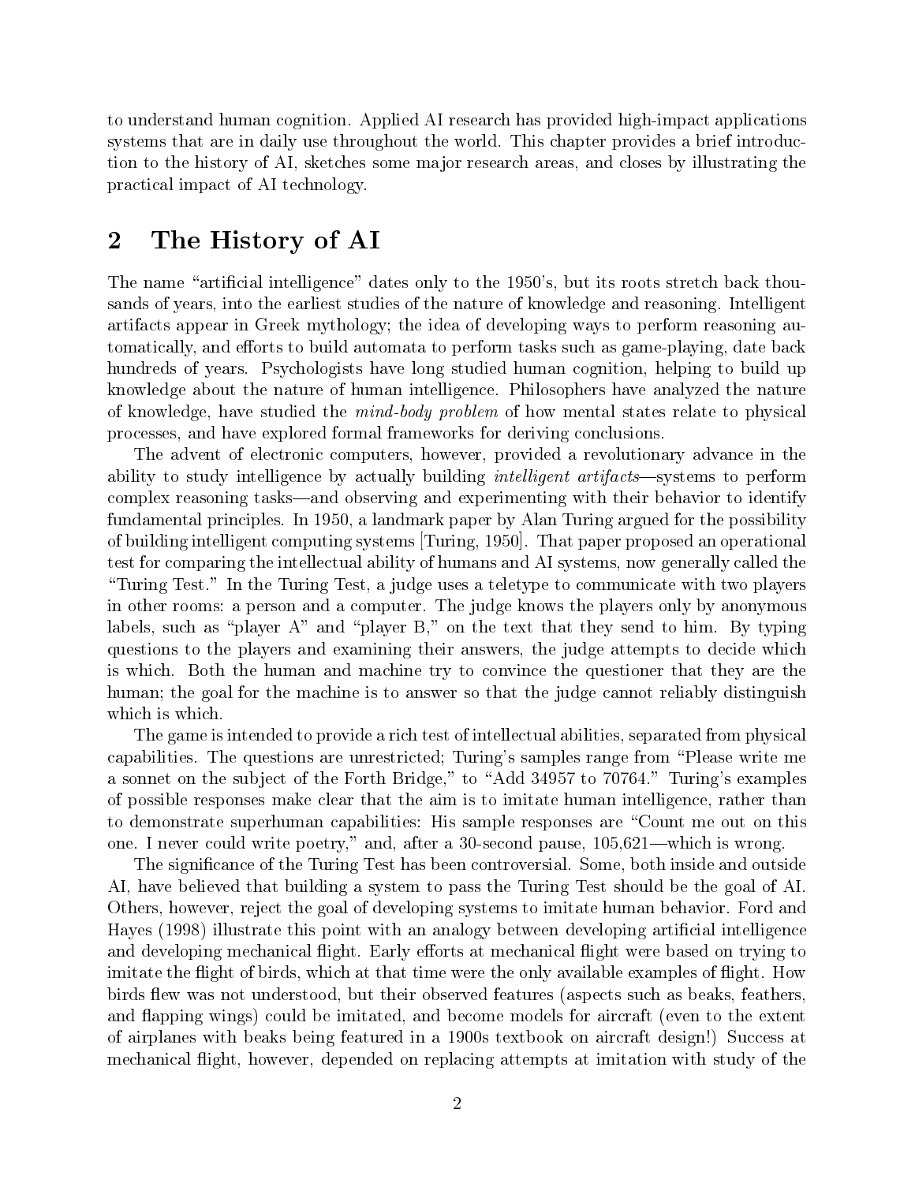to understand human cognition. Applied AI research has provided high-impact applications systems that are in daily use throughout the world. This chapter provides a brief introduction to the history of AI, sketches some major research areas, and closes by illustrating the practical impact of AI technology.

## 2 The History of AI

The name "artificial intelligence" dates only to the 1950's, but its roots stretch back thousands of years, into the earliest studies of the nature of knowledge and reasoning. Intelligent artifacts appear in Greek mythology; the idea of developing ways to perform reasoning automatically, and efforts to build automata to perform tasks such as game-playing, date back hundreds of years. Psychologists have long studied human cognition, helping to build up knowledge about the nature of human intelligence. Philosophers have analyzed the nature of knowledge, have studied the *mind-body problem* of how mental states relate to physical processes, and have explored formal frameworks for deriving conclusions.

The advent of electronic computers, however, provided a revolutionary advance in the ability to study intelligence by actually building *intelligent artifacts*—systems to perform complex reasoning tasks—and observing and experimenting with their behavior to identify fundamental principles. In 1950, a landmark paper by Alan Turing argued for the possibility of building intelligent computing systems [Turing, 1950]. That paper proposed an operational test for comparing the intellectual ability of humans and AI systems, now generally called the "Turing Test." In the Turing Test, a judge uses a teletype to communicate with two players in other rooms: a person and a computer. The judge knows the players only by anonymous labels, such as "player A" and "player B," on the text that they send to him. By typing questions to the players and examining their answers, the judge attempts to decide which is which. Both the human and machine try to convince the questioner that they are the human; the goal for the machine is to answer so that the judge cannot reliably distinguish which is which.

The game is intended to provide a rich test of intellectual abilities, separated from physical capabilities. The questions are unrestricted; Turing's samples range from "Please write me a sonnet on the subject of the Forth Bridge," to "Add 34957 to 70764." Turing's examples of possible responses make clear that the aim is to imitate human intelligence, rather than to demonstrate superhuman capabilities: His sample responses are "Count me out on this one. I never could write poetry," and, after a 30-second pause, 105,621—which is wrong.

The significance of the Turing Test has been controversial. Some, both inside and outside AI, have believed that building a system to pass the Turing Test should be the goal of AI. Others, however, reject the goal of developing systems to imitate human behavior. Ford and Hayes (1998) illustrate this point with an analogy between developing artificial intelligence and developing mechanical flight. Early efforts at mechanical flight were based on trying to imitate the flight of birds, which at that time were the only available examples of flight. How birds flew was not understood, but their observed features (aspects such as beaks, feathers, and flapping wings) could be imitated, and become models for aircraft (even to the extent of airplanes with beaks being featured in a 1900s textbook on aircraft design!) Success at mechanical flight, however, depended on replacing attempts at imitation with study of the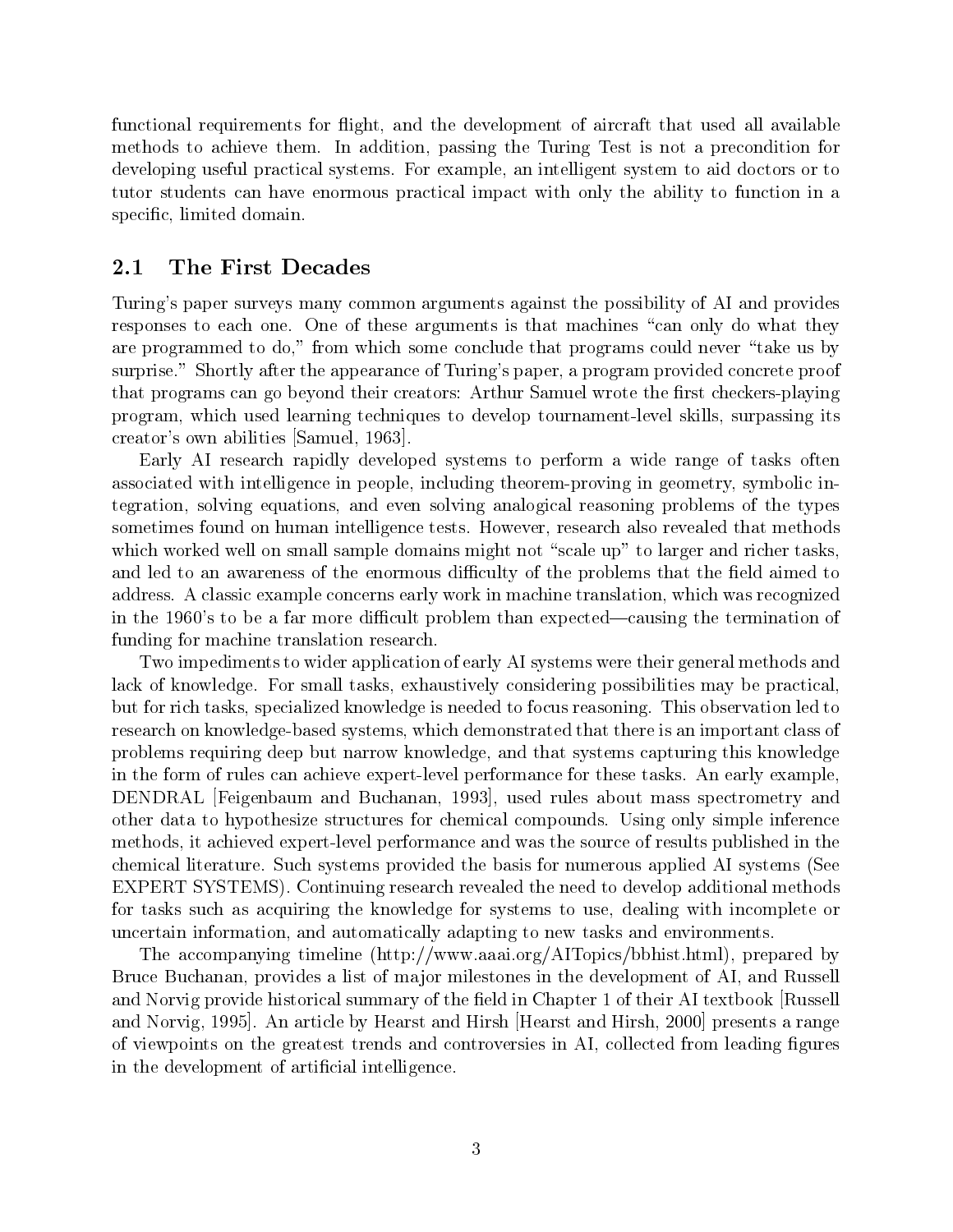functional requirements for flight, and the development of aircraft that used all available methods to achieve them. In addition, passing the Turing Test is not a precondition for developing useful practical systems. For example, an intelligent system to aid doctors or to tutor students can have enormous practical impact with only the ability to function in a specific, limited domain.

## 2.1 The First Decades

Turing's paper surveys many common arguments against the possibility of AI and provides responses to each one. One of these arguments is that machines "can only do what they are programmed to do," from which some conclude that programs could never "take us by surprise." Shortly after the appearance of Turing's paper, a program provided concrete proof that programs can go beyond their creators: Arthur Samuel wrote the first checkers-playing program, which used learning techniques to develop tournament-level skills, surpassing its creator's own abilities [Samuel, 1963].

Early AI research rapidly developed systems to perform a wide range of tasks often associated with intelligence in people, including theorem-proving in geometry, symbolic integration, solving equations, and even solving analogical reasoning problems of the types sometimes found on human intelligence tests. However, research also revealed that methods which worked well on small sample domains might not "scale up" to larger and richer tasks, and led to an awareness of the enormous difficulty of the problems that the field aimed to address. A classic example concerns early work in machine translation, which was recognized in the 1960's to be a far more difficult problem than expected—causing the termination of funding for machine translation research.

Two impediments to wider application of early AI systems were their general methods and lack of knowledge. For small tasks, exhaustively considering possibilities may be practical, but for rich tasks, specialized knowledge is needed to focus reasoning. This observation led to research on knowledge-based systems, which demonstrated that there is an important class of problems requiring deep but narrow knowledge, and that systems capturing this knowledge in the form of rules can achieve expert-level performance for these tasks. An early example, DENDRAL [Feigenbaum and Buchanan, 1993], used rules about mass spectrometry and other data to hypothesize structures for chemical compounds. Using only simple inference methods, it achieved expert-level performance and was the source of results published in the chemical literature. Such systems provided the basis for numerous applied AI systems (See EXPERT SYSTEMS). Continuing research revealed the need to develop additional methods for tasks such as acquiring the knowledge for systems to use, dealing with incomplete or uncertain information, and automatically adapting to new tasks and environments.

The accompanying timeline (http://www.aaai.org/AITopics/bbhist.html), prepared by Bruce Buchanan, provides a list of major milestones in the development of AI, and Russell and Norvig provide historical summary of the field in Chapter 1 of their AI textbook [Russell and Norvig, 1995]. An article by Hearst and Hirsh [Hearst and Hirsh, 2000] presents a range of viewpoints on the greatest trends and controversies in AI, collected from leading figures in the development of artificial intelligence.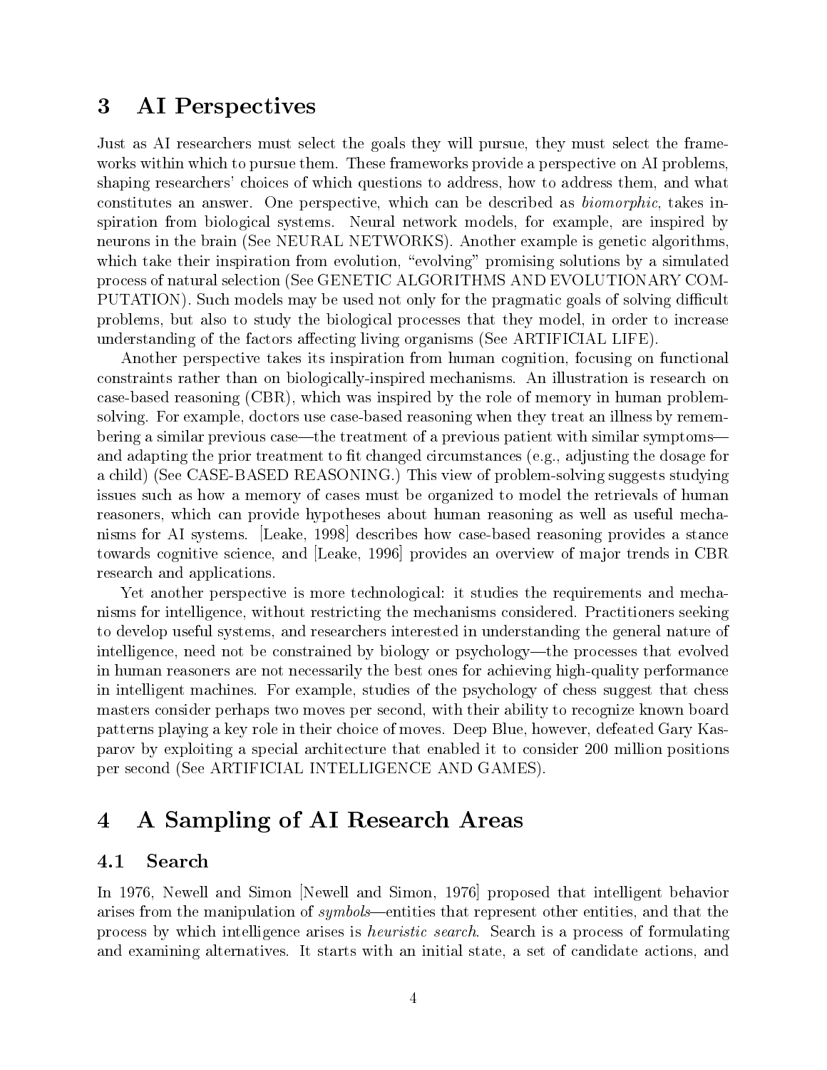# 3 AI Perspectives

Just as AI researchers must select the goals they will pursue, they must select the frameworks within which to pursue them. These frameworks provide a perspective on AI problems, shaping researchers' choices of which questions to address, how to address them, and what constitutes an answer. One perspective, which can be described as *biomorphic*, takes inspiration from biological systems. Neural network models, for example, are inspired by neurons in the brain (See NEURAL NETWORKS). Another example is genetic algorithms, which take their inspiration from evolution, "evolving" promising solutions by a simulated process of natural selection (See GENETIC ALGORITHMS AND EVOLUTIONARY COMPUTATION). Such models may be used not only for the pragmatic goals of solving difficult problems, but also to study the biological processes that they model, in order to increase understanding of the factors affecting living organisms (See ARTIFICIAL LIFE).

Another perspective takes its inspiration from human cognition, focusing on functional constraints rather than on biologically-inspired mechanisms. An illustration is research on case-based reasoning (CBR), which was inspired by the role of memory in human problem-solving. For example, doctors use case-based reasoning when they treat an illness by remembering a similar previous case—the treatment of a previous patient with similar symptoms—and adapting the prior treatment to fit changed circumstances (e.g., adjusting the dosage for a child) (See CASE-BASED REASONING.) This view of problem-solving suggests studying issues such as how a memory of cases must be organized to model the retrievals of human reasoners, which can provide hypotheses about human reasoning as well as useful mechanisms for AI systems. [Leake, 1998] describes how case-based reasoning provides a stance towards cognitive science, and [Leake, 1996] provides an overview of major trends in CBR research and applications.

Yet another perspective is more technological: it studies the requirements and mechanisms for intelligence, without restricting the mechanisms considered. Practitioners seeking to develop useful systems, and researchers interested in understanding the general nature of intelligence, need not be constrained by biology or psychology—the processes that evolved in human reasoners are not necessarily the best ones for achieving high-quality performance in intelligent machines. For example, studies of the psychology of chess suggest that chess masters consider perhaps two moves per second, with their ability to recognize known board patterns playing a key role in their choice of moves. Deep Blue, however, defeated Gary Kasparov by exploiting a special architecture that enabled it to consider 200 million positions per second (See ARTIFICIAL INTELLIGENCE AND GAMES).

# 4 A Sampling of AI Research Areas

## 4.1 Search

In 1976, Newell and Simon [Newell and Simon, 1976] proposed that intelligent behavior arises from the manipulation of *symbols*—entities that represent other entities, and that the process by which intelligence arises is *heuristic search*. Search is a process of formulating and examining alternatives. It starts with an initial state, a set of candidate actions, and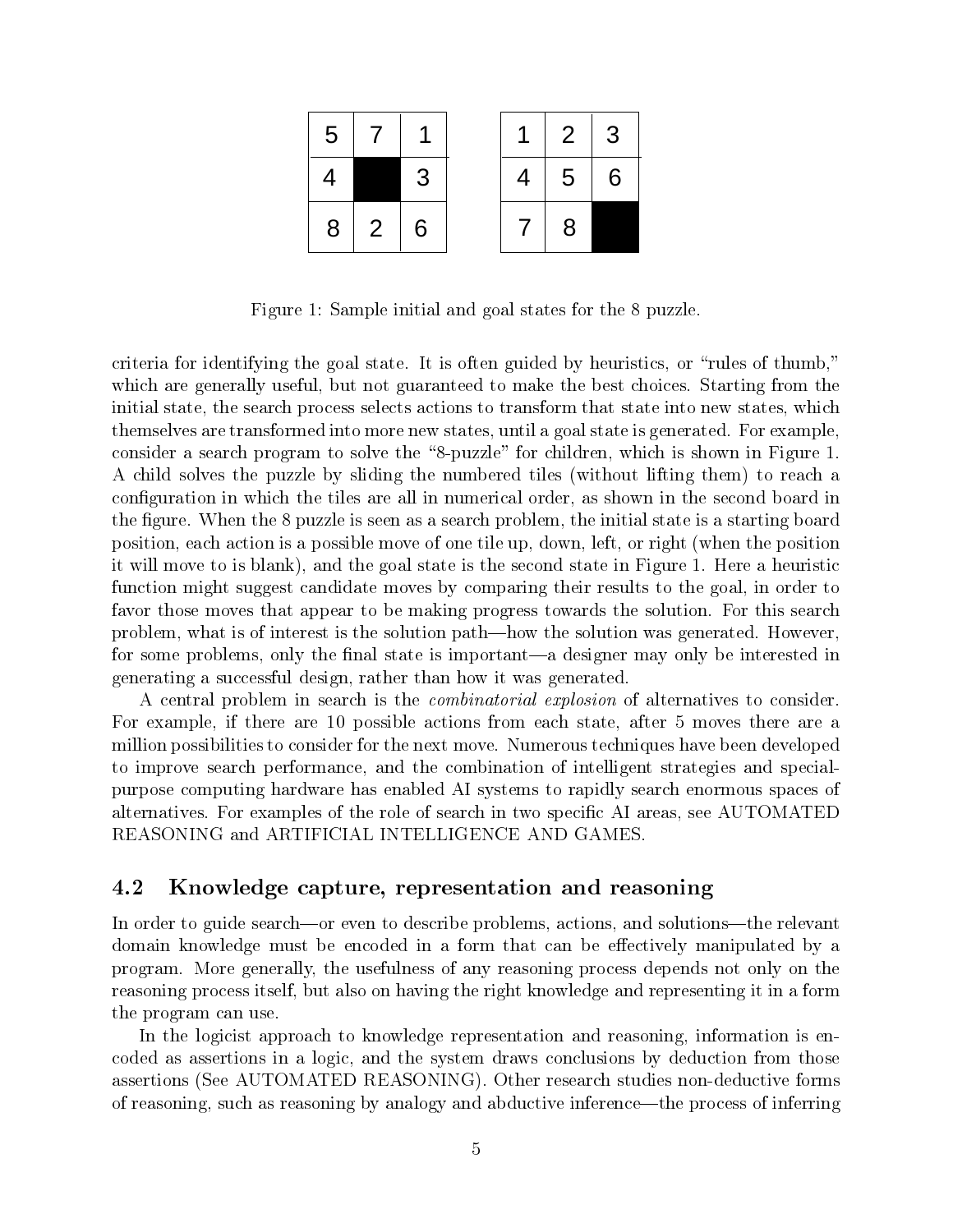| | | |
|---|---|---|
| 5 | 7 | 1 |
| 4 | | 3 |
| 8 | 2 | 6 |

| | | |
|---|---|---|
| 1 | 2 | 3 |
| 4 | 5 | 6 |
| 7 | 8 | |

Figure 1: Sample initial and goal states for the 8 puzzle.

criteria for identifying the goal state. It is often guided by heuristics, or "rules of thumb," which are generally useful, but not guaranteed to make the best choices. Starting from the initial state, the search process selects actions to transform that state into new states, which themselves are transformed into more new states, until a goal state is generated. For example, consider a search program to solve the "8-puzzle" for children, which is shown in Figure 1. A child solves the puzzle by sliding the numbered tiles (without lifting them) to reach a configuration in which the tiles are all in numerical order, as shown in the second board in the figure. When the 8 puzzle is seen as a search problem, the initial state is a starting board position, each action is a possible move of one tile up, down, left, or right (when the position it will move to is blank), and the goal state is the second state in Figure 1. Here a heuristic function might suggest candidate moves by comparing their results to the goal, in order to favor those moves that appear to be making progress towards the solution. For this search problem, what is of interest is the solution path—how the solution was generated. However, for some problems, only the final state is important—a designer may only be interested in generating a successful design, rather than how it was generated.

A central problem in search is the *combinatorial explosion* of alternatives to consider. For example, if there are 10 possible actions from each state, after 5 moves there are a million possibilities to consider for the next move. Numerous techniques have been developed to improve search performance, and the combination of intelligent strategies and special-purpose computing hardware has enabled AI systems to rapidly search enormous spaces of alternatives. For examples of the role of search in two specific AI areas, see AUTOMATED REASONING and ARTIFICIAL INTELLIGENCE AND GAMES.

### 4.2 Knowledge capture, representation and reasoning

In order to guide search—or even to describe problems, actions, and solutions—the relevant domain knowledge must be encoded in a form that can be effectively manipulated by a program. More generally, the usefulness of any reasoning process depends not only on the reasoning process itself, but also on having the right knowledge and representing it in a form the program can use.

In the logicist approach to knowledge representation and reasoning, information is encoded as assertions in a logic, and the system draws conclusions by deduction from those assertions (See AUTOMATED REASONING). Other research studies non-deductive forms of reasoning, such as reasoning by analogy and abductive inference—the process of inferring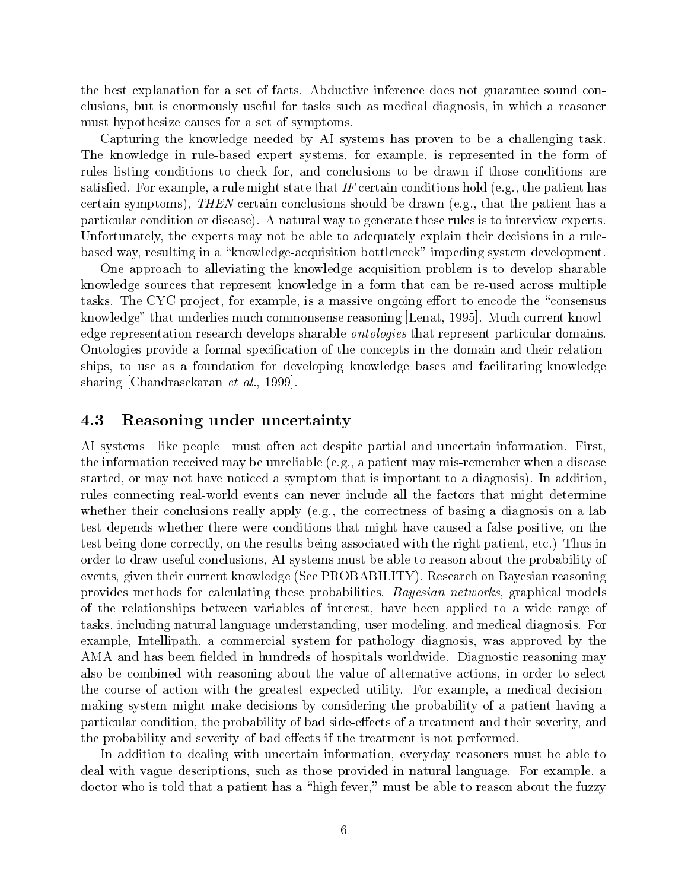the best explanation for a set of facts. Abductive inference does not guarantee sound conclusions, but is enormously useful for tasks such as medical diagnosis, in which a reasoner must hypothesize causes for a set of symptoms.

Capturing the knowledge needed by AI systems has proven to be a challenging task. The knowledge in rule-based expert systems, for example, is represented in the form of rules listing conditions to check for, and conclusions to be drawn if those conditions are satisfied. For example, a rule might state that *IF* certain conditions hold (e.g., the patient has certain symptoms), *THEN* certain conclusions should be drawn (e.g., that the patient has a particular condition or disease). A natural way to generate these rules is to interview experts. Unfortunately, the experts may not be able to adequately explain their decisions in a rule-based way, resulting in a "knowledge-acquisition bottleneck" impeding system development.

One approach to alleviating the knowledge acquisition problem is to develop sharable knowledge sources that represent knowledge in a form that can be re-used across multiple tasks. The CYC project, for example, is a massive ongoing effort to encode the "consensus knowledge" that underlies much commonsense reasoning [Lenat, 1995]. Much current knowledge representation research develops sharable *ontologies* that represent particular domains. Ontologies provide a formal specification of the concepts in the domain and their relationships, to use as a foundation for developing knowledge bases and facilitating knowledge sharing [Chandrasekaran *et al.*, 1999].

## 4.3 Reasoning under uncertainty

AI systems—like people—must often act despite partial and uncertain information. First, the information received may be unreliable (e.g., a patient may mis-remember when a disease started, or may not have noticed a symptom that is important to a diagnosis). In addition, rules connecting real-world events can never include all the factors that might determine whether their conclusions really apply (e.g., the correctness of basing a diagnosis on a lab test depends whether there were conditions that might have caused a false positive, on the test being done correctly, on the results being associated with the right patient, etc.) Thus in order to draw useful conclusions, AI systems must be able to reason about the probability of events, given their current knowledge (See PROBABILITY). Research on Bayesian reasoning provides methods for calculating these probabilities. *Bayesian networks*, graphical models of the relationships between variables of interest, have been applied to a wide range of tasks, including natural language understanding, user modeling, and medical diagnosis. For example, Intellipath, a commercial system for pathology diagnosis, was approved by the AMA and has been fielded in hundreds of hospitals worldwide. Diagnostic reasoning may also be combined with reasoning about the value of alternative actions, in order to select the course of action with the greatest expected utility. For example, a medical decision-making system might make decisions by considering the probability of a patient having a particular condition, the probability of bad side-effects of a treatment and their severity, and the probability and severity of bad effects if the treatment is not performed.

In addition to dealing with uncertain information, everyday reasoners must be able to deal with vague descriptions, such as those provided in natural language. For example, a doctor who is told that a patient has a "high fever," must be able to reason about the fuzzy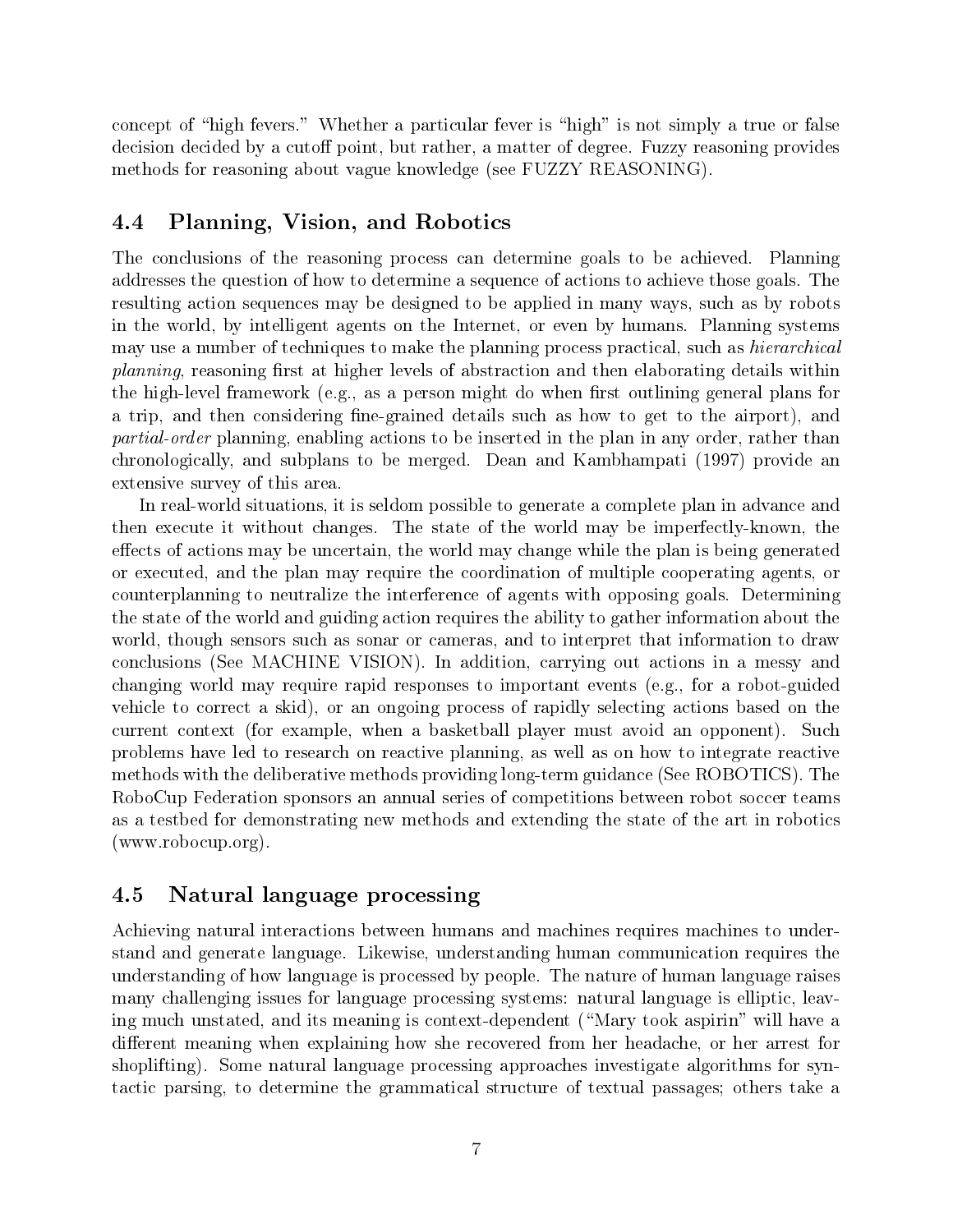concept of "high fevers." Whether a particular fever is "high" is not simply a true or false decision decided by a cutoff point, but rather, a matter of degree. Fuzzy reasoning provides methods for reasoning about vague knowledge (see FUZZY REASONING).

## 4.4 Planning, Vision, and Robotics

The conclusions of the reasoning process can determine goals to be achieved. Planning addresses the question of how to determine a sequence of actions to achieve those goals. The resulting action sequences may be designed to be applied in many ways, such as by robots in the world, by intelligent agents on the Internet, or even by humans. Planning systems may use a number of techniques to make the planning process practical, such as *hierarchical planning*, reasoning first at higher levels of abstraction and then elaborating details within the high-level framework (e.g., as a person might do when first outlining general plans for a trip, and then considering fine-grained details such as how to get to the airport), and *partial-order* planning, enabling actions to be inserted in the plan in any order, rather than chronologically, and subplans to be merged. Dean and Kambhampati (1997) provide an extensive survey of this area.

In real-world situations, it is seldom possible to generate a complete plan in advance and then execute it without changes. The state of the world may be imperfectly-known, the effects of actions may be uncertain, the world may change while the plan is being generated or executed, and the plan may require the coordination of multiple cooperating agents, or counterplanning to neutralize the interference of agents with opposing goals. Determining the state of the world and guiding action requires the ability to gather information about the world, though sensors such as sonar or cameras, and to interpret that information to draw conclusions (See MACHINE VISION). In addition, carrying out actions in a messy and changing world may require rapid responses to important events (e.g., for a robot-guided vehicle to correct a skid), or an ongoing process of rapidly selecting actions based on the current context (for example, when a basketball player must avoid an opponent). Such problems have led to research on reactive planning, as well as on how to integrate reactive methods with the deliberative methods providing long-term guidance (See ROBOTICS). The RoboCup Federation sponsors an annual series of competitions between robot soccer teams as a testbed for demonstrating new methods and extending the state of the art in robotics (www.robocup.org).

## 4.5 Natural language processing

Achieving natural interactions between humans and machines requires machines to understand and generate language. Likewise, understanding human communication requires the understanding of how language is processed by people. The nature of human language raises many challenging issues for language processing systems: natural language is elliptic, leaving much unstated, and its meaning is context-dependent ("Mary took aspirin" will have a different meaning when explaining how she recovered from her headache, or her arrest for shoplifting). Some natural language processing approaches investigate algorithms for syntactic parsing, to determine the grammatical structure of textual passages; others take a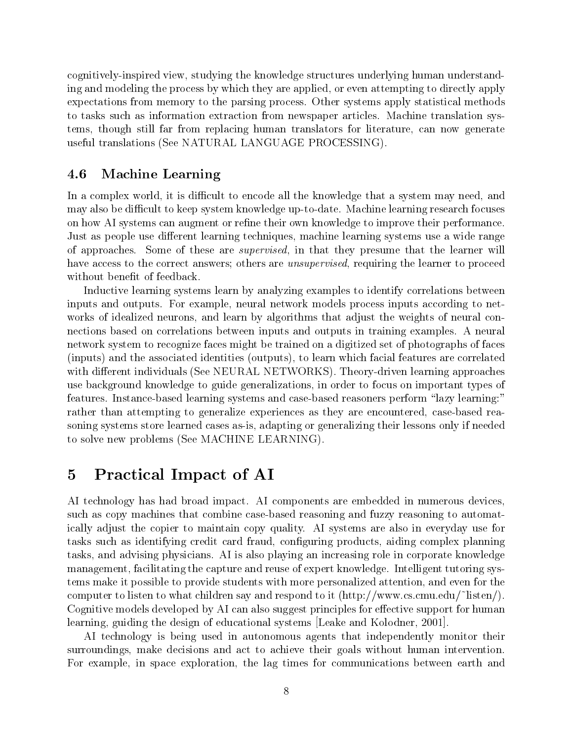cognitively-inspired view, studying the knowledge structures underlying human understanding and modeling the process by which they are applied, or even attempting to directly apply expectations from memory to the parsing process. Other systems apply statistical methods to tasks such as information extraction from newspaper articles. Machine translation systems, though still far from replacing human translators for literature, can now generate useful translations (See NATURAL LANGUAGE PROCESSING).

### 4.6 Machine Learning

In a complex world, it is difficult to encode all the knowledge that a system may need, and may also be difficult to keep system knowledge up-to-date. Machine learning research focuses on how AI systems can augment or refine their own knowledge to improve their performance. Just as people use different learning techniques, machine learning systems use a wide range of approaches. Some of these are *supervised*, in that they presume that the learner will have access to the correct answers; others are *unsupervised*, requiring the learner to proceed without benefit of feedback.

Inductive learning systems learn by analyzing examples to identify correlations between inputs and outputs. For example, neural network models process inputs according to networks of idealized neurons, and learn by algorithms that adjust the weights of neural connections based on correlations between inputs and outputs in training examples. A neural network system to recognize faces might be trained on a digitized set of photographs of faces (inputs) and the associated identities (outputs), to learn which facial features are correlated with different individuals (See NEURAL NETWORKS). Theory-driven learning approaches use background knowledge to guide generalizations, in order to focus on important types of features. Instance-based learning systems and case-based reasoners perform "lazy learning:" rather than attempting to generalize experiences as they are encountered, case-based reasoning systems store learned cases as-is, adapting or generalizing their lessons only if needed to solve new problems (See MACHINE LEARNING).

## 5 Practical Impact of AI

AI technology has had broad impact. AI components are embedded in numerous devices, such as copy machines that combine case-based reasoning and fuzzy reasoning to automatically adjust the copier to maintain copy quality. AI systems are also in everyday use for tasks such as identifying credit card fraud, configuring products, aiding complex planning tasks, and advising physicians. AI is also playing an increasing role in corporate knowledge management, facilitating the capture and reuse of expert knowledge. Intelligent tutoring systems make it possible to provide students with more personalized attention, and even for the computer to listen to what children say and respond to it (http://www.cs.cmu.edu/~listen/). Cognitive models developed by AI can also suggest principles for effective support for human learning, guiding the design of educational systems [Leake and Kolodner, 2001].

AI technology is being used in autonomous agents that independently monitor their surroundings, make decisions and act to achieve their goals without human intervention. For example, in space exploration, the lag times for communications between earth and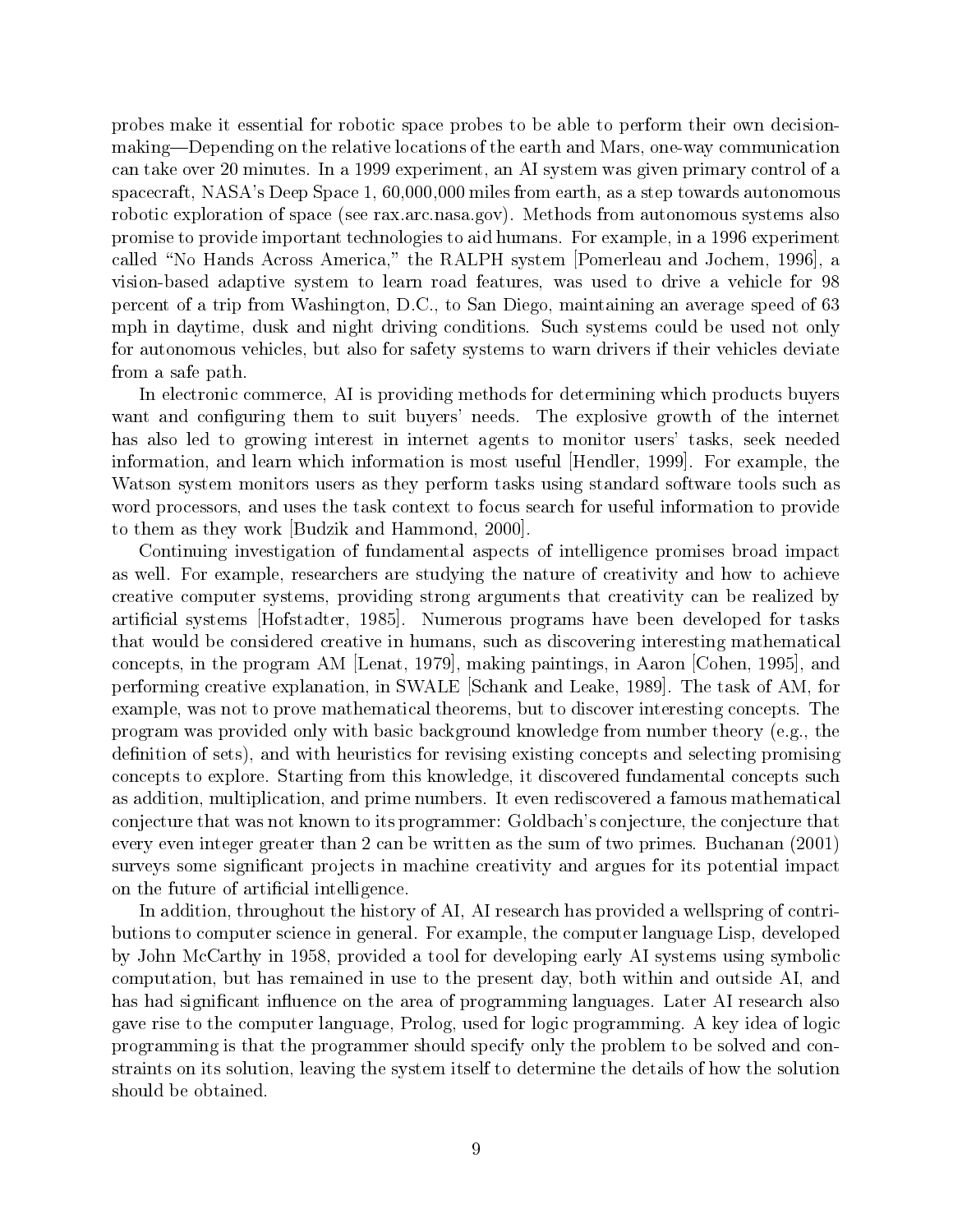probes make it essential for robotic space probes to be able to perform their own decision-making—Depending on the relative locations of the earth and Mars, one-way communication can take over 20 minutes. In a 1999 experiment, an AI system was given primary control of a spacecraft, NASA's Deep Space 1, 60,000,000 miles from earth, as a step towards autonomous robotic exploration of space (see rax.arc.nasa.gov). Methods from autonomous systems also promise to provide important technologies to aid humans. For example, in a 1996 experiment called "No Hands Across America," the RALPH system [Pomerleau and Jochem, 1996], a vision-based adaptive system to learn road features, was used to drive a vehicle for 98 percent of a trip from Washington, D.C., to San Diego, maintaining an average speed of 63 mph in daytime, dusk and night driving conditions. Such systems could be used not only for autonomous vehicles, but also for safety systems to warn drivers if their vehicles deviate from a safe path.

In electronic commerce, AI is providing methods for determining which products buyers want and configuring them to suit buyers' needs. The explosive growth of the internet has also led to growing interest in internet agents to monitor users' tasks, seek needed information, and learn which information is most useful [Hendler, 1999]. For example, the Watson system monitors users as they perform tasks using standard software tools such as word processors, and uses the task context to focus search for useful information to provide to them as they work [Budzik and Hammond, 2000].

Continuing investigation of fundamental aspects of intelligence promises broad impact as well. For example, researchers are studying the nature of creativity and how to achieve creative computer systems, providing strong arguments that creativity can be realized by artificial systems [Hofstadter, 1985]. Numerous programs have been developed for tasks that would be considered creative in humans, such as discovering interesting mathematical concepts, in the program AM [Lenat, 1979], making paintings, in Aaron [Cohen, 1995], and performing creative explanation, in SWALE [Schank and Leake, 1989]. The task of AM, for example, was not to prove mathematical theorems, but to discover interesting concepts. The program was provided only with basic background knowledge from number theory (e.g., the definition of sets), and with heuristics for revising existing concepts and selecting promising concepts to explore. Starting from this knowledge, it discovered fundamental concepts such as addition, multiplication, and prime numbers. It even rediscovered a famous mathematical conjecture that was not known to its programmer: Goldbach's conjecture, the conjecture that every even integer greater than 2 can be written as the sum of two primes. Buchanan (2001) surveys some significant projects in machine creativity and argues for its potential impact on the future of artificial intelligence.

In addition, throughout the history of AI, AI research has provided a wellspring of contributions to computer science in general. For example, the computer language Lisp, developed by John McCarthy in 1958, provided a tool for developing early AI systems using symbolic computation, but has remained in use to the present day, both within and outside AI, and has had significant influence on the area of programming languages. Later AI research also gave rise to the computer language, Prolog, used for logic programming. A key idea of logic programming is that the programmer should specify only the problem to be solved and constraints on its solution, leaving the system itself to determine the details of how the solution should be obtained.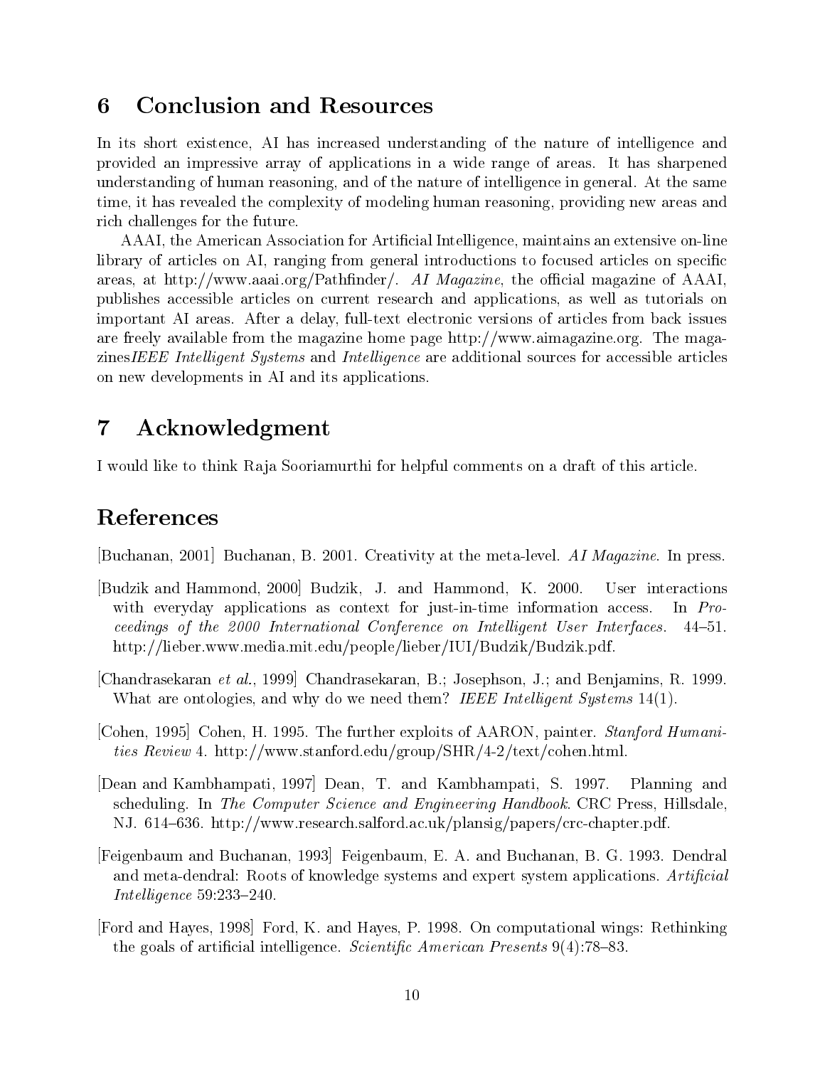## 6 Conclusion and Resources

In its short existence, AI has increased understanding of the nature of intelligence and provided an impressive array of applications in a wide range of areas. It has sharpened understanding of human reasoning, and of the nature of intelligence in general. At the same time, it has revealed the complexity of modeling human reasoning, providing new areas and rich challenges for the future.

AAAI, the American Association for Artificial Intelligence, maintains an extensive on-line library of articles on AI, ranging from general introductions to focused articles on specific areas, at http://www.aaai.org/Pathfinder/. *AI Magazine*, the official magazine of AAAI, publishes accessible articles on current research and applications, as well as tutorials on important AI areas. After a delay, full-text electronic versions of articles from back issues are freely available from the magazine home page http://www.aimagazine.org. The magazines*IEEE Intelligent Systems* and *Intelligence* are additional sources for accessible articles on new developments in AI and its applications.

## 7 Acknowledgment

I would like to think Raja Sooriamurthi for helpful comments on a draft of this article.

## References

[Buchanan, 2001] Buchanan, B. 2001. Creativity at the meta-level. *AI Magazine*. In press.

[Budzik and Hammond, 2000] Budzik, J. and Hammond, K. 2000. User interactions with everyday applications as context for just-in-time information access. In *Proceedings of the 2000 International Conference on Intelligent User Interfaces*. 44–51. http://lieber.www.media.mit.edu/people/lieber/IUI/Budzik/Budzik.pdf.

[Chandrasekaran *et al.*, 1999] Chandrasekaran, B.; Josephson, J.; and Benjamins, R. 1999. What are ontologies, and why do we need them? *IEEE Intelligent Systems* 14(1).

[Cohen, 1995] Cohen, H. 1995. The further exploits of AARON, painter. *Stanford Humanities Review* 4. http://www.stanford.edu/group/SHR/4-2/text/cohen.html.

[Dean and Kambhampati, 1997] Dean, T. and Kambhampati, S. 1997. Planning and scheduling. In *The Computer Science and Engineering Handbook*. CRC Press, Hillsdale, NJ. 614–636. http://www.research.salford.ac.uk/plansig/papers/crc-chapter.pdf.

[Feigenbaum and Buchanan, 1993] Feigenbaum, E. A. and Buchanan, B. G. 1993. Dendral and meta-dendral: Roots of knowledge systems and expert system applications. *Artificial Intelligence* 59:233–240.

[Ford and Hayes, 1998] Ford, K. and Hayes, P. 1998. On computational wings: Rethinking the goals of artificial intelligence. *Scientific American Presents* 9(4):78–83.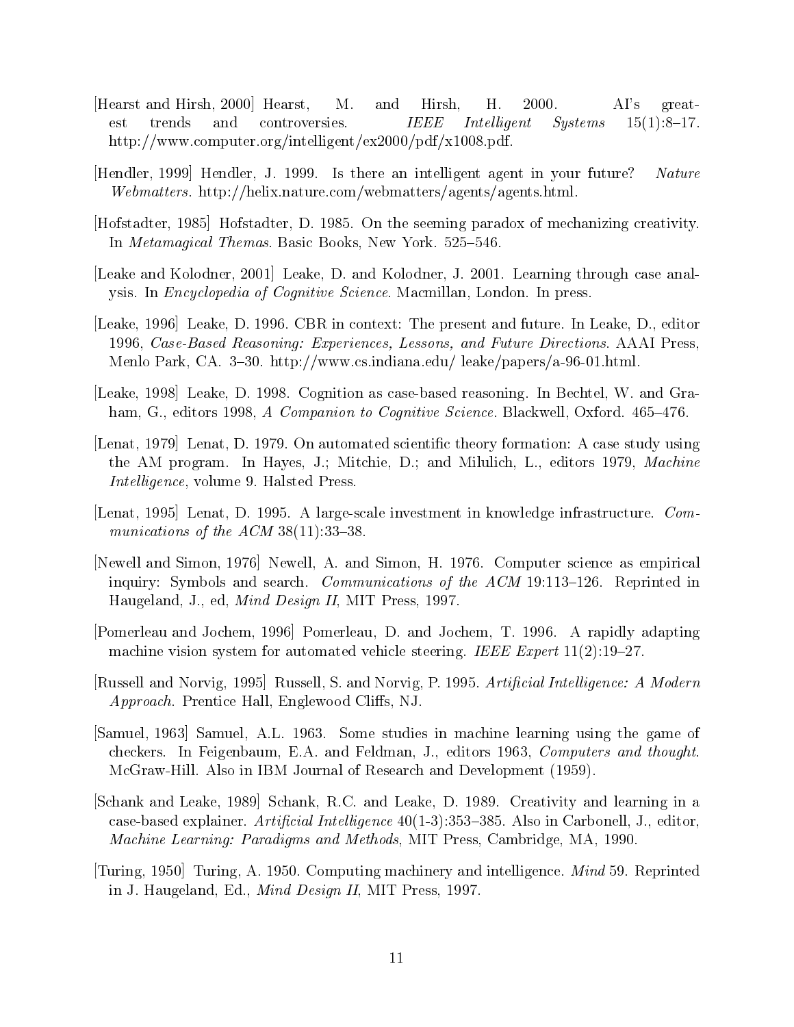[Hearst and Hirsh, 2000] Hearst, M. and Hirsh, H. 2000. AI's greatest trends and controversies. *IEEE Intelligent Systems* 15(1):8–17. http://www.computer.org/intelligent/ex2000/pdf/x1008.pdf.

[Hendler, 1999] Hendler, J. 1999. Is there an intelligent agent in your future? *Nature Webmatters*. http://helix.nature.com/webmatters/agents/agents.html.

[Hofstadter, 1985] Hofstadter, D. 1985. On the seeming paradox of mechanizing creativity. In *Metamagical Themas*. Basic Books, New York. 525–546.

[Leake and Kolodner, 2001] Leake, D. and Kolodner, J. 2001. Learning through case analysis. In *Encyclopedia of Cognitive Science*. Macmillan, London. In press.

[Leake, 1996] Leake, D. 1996. CBR in context: The present and future. In Leake, D., editor 1996, *Case-Based Reasoning: Experiences, Lessons, and Future Directions*. AAAI Press, Menlo Park, CA. 3–30. http://www.cs.indiana.edu/ leake/papers/a-96-01.html.

[Leake, 1998] Leake, D. 1998. Cognition as case-based reasoning. In Bechtel, W. and Graham, G., editors 1998, *A Companion to Cognitive Science*. Blackwell, Oxford. 465–476.

[Lenat, 1979] Lenat, D. 1979. On automated scientific theory formation: A case study using the AM program. In Hayes, J.; Mitchie, D.; and Milulich, L., editors 1979, *Machine Intelligence*, volume 9. Halsted Press.

[Lenat, 1995] Lenat, D. 1995. A large-scale investment in knowledge infrastructure. *Communications of the ACM* 38(11):33–38.

[Newell and Simon, 1976] Newell, A. and Simon, H. 1976. Computer science as empirical inquiry: Symbols and search. *Communications of the ACM* 19:113–126. Reprinted in Haugeland, J., ed, *Mind Design II*, MIT Press, 1997.

[Pomerleau and Jochem, 1996] Pomerleau, D. and Jochem, T. 1996. A rapidly adapting machine vision system for automated vehicle steering. *IEEE Expert* 11(2):19–27.

[Russell and Norvig, 1995] Russell, S. and Norvig, P. 1995. *Artificial Intelligence: A Modern Approach*. Prentice Hall, Englewood Cliffs, NJ.

[Samuel, 1963] Samuel, A.L. 1963. Some studies in machine learning using the game of checkers. In Feigenbaum, E.A. and Feldman, J., editors 1963, *Computers and thought*. McGraw-Hill. Also in IBM Journal of Research and Development (1959).

[Schank and Leake, 1989] Schank, R.C. and Leake, D. 1989. Creativity and learning in a case-based explainer. *Artificial Intelligence* 40(1-3):353–385. Also in Carbonell, J., editor, *Machine Learning: Paradigms and Methods*, MIT Press, Cambridge, MA, 1990.

[Turing, 1950] Turing, A. 1950. Computing machinery and intelligence. *Mind* 59. Reprinted in J. Haugeland, Ed., *Mind Design II*, MIT Press, 1997.